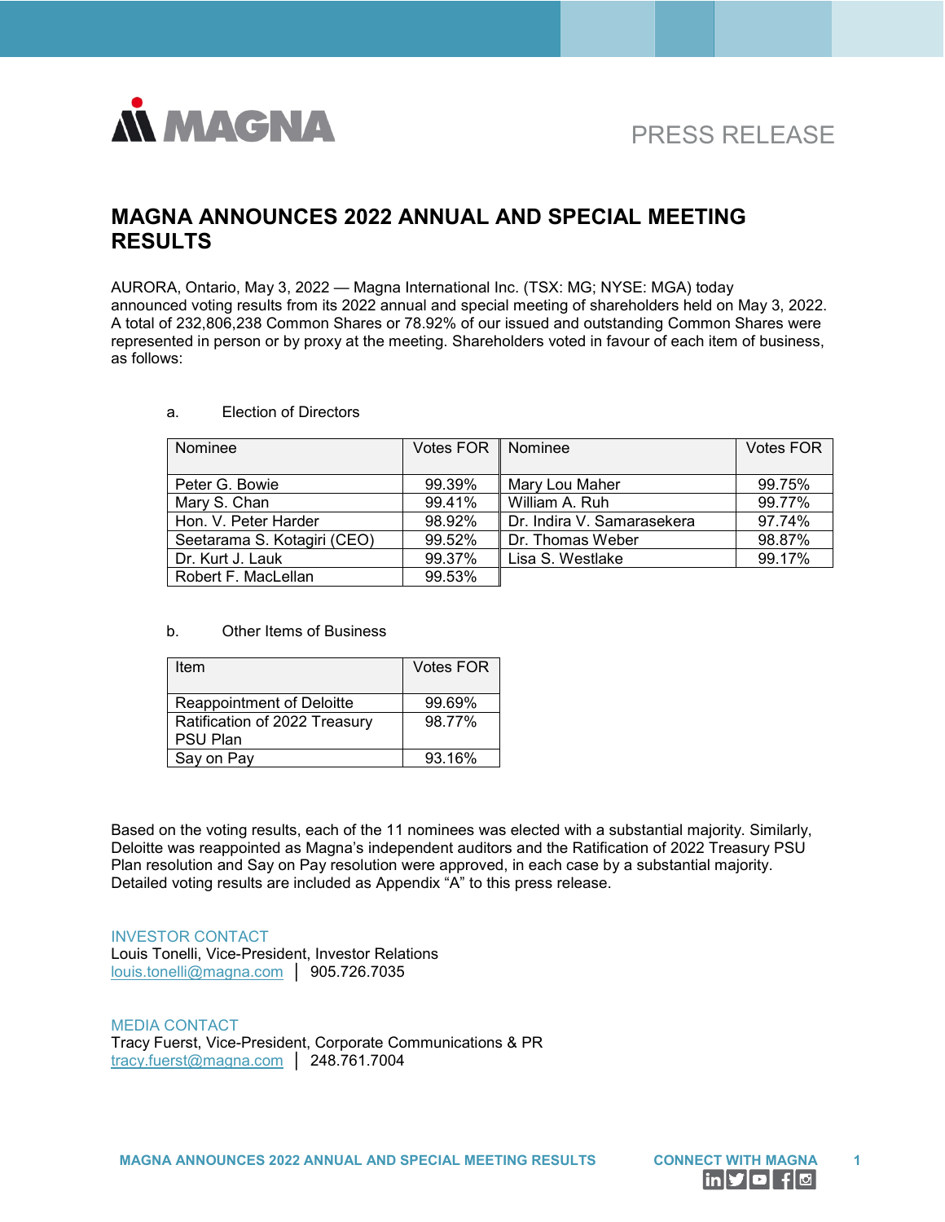PRESS RELEASE

# MAGNA ANNOUNCES 2022 ANNUAL AND SPECIAL MEETING RESULTS

AURORA, Ontario, May 3, 2022 — Magna International Inc. (TSX: MG; NYSE: MGA) today announced voting results from its 2022 annual and special meeting of shareholders held on May 3, 2022. A total of 232,806,238 Common Shares or 78.92% of our issued and outstanding Common Shares were represented in person or by proxy at the meeting. Shareholders voted in favour of each item of business, as follows:

a. Election of Directors

| Nominee | Votes FOR | Nominee | Votes FOR |
|---|---|---|---|
| Peter G. Bowie | 99.39% | Mary Lou Maher | 99.75% |
| Mary S. Chan | 99.41% | William A. Ruh | 99.77% |
| Hon. V. Peter Harder | 98.92% | Dr. Indira V. Samarasekera | 97.74% |
| Seetarama S. Kotagiri (CEO) | 99.52% | Dr. Thomas Weber | 98.87% |
| Dr. Kurt J. Lauk | 99.37% | Lisa S. Westlake | 99.17% |
| Robert F. MacLellan | 99.53% | | |

b. Other Items of Business

| Item | Votes FOR |
|---|---|
| Reappointment of Deloitte | 99.69% |
| Ratification of 2022 Treasury PSU Plan | 98.77% |
| Say on Pay | 93.16% |

Based on the voting results, each of the 11 nominees was elected with a substantial majority. Similarly, Deloitte was reappointed as Magna's independent auditors and the Ratification of 2022 Treasury PSU Plan resolution and Say on Pay resolution were approved, in each case by a substantial majority. Detailed voting results are included as Appendix "A" to this press release.

INVESTOR CONTACT
Louis Tonelli, Vice-President, Investor Relations
louis.tonelli@magna.com | 905.726.7035

MEDIA CONTACT
Tracy Fuerst, Vice-President, Corporate Communications & PR
tracy.fuerst@magna.com | 248.761.7004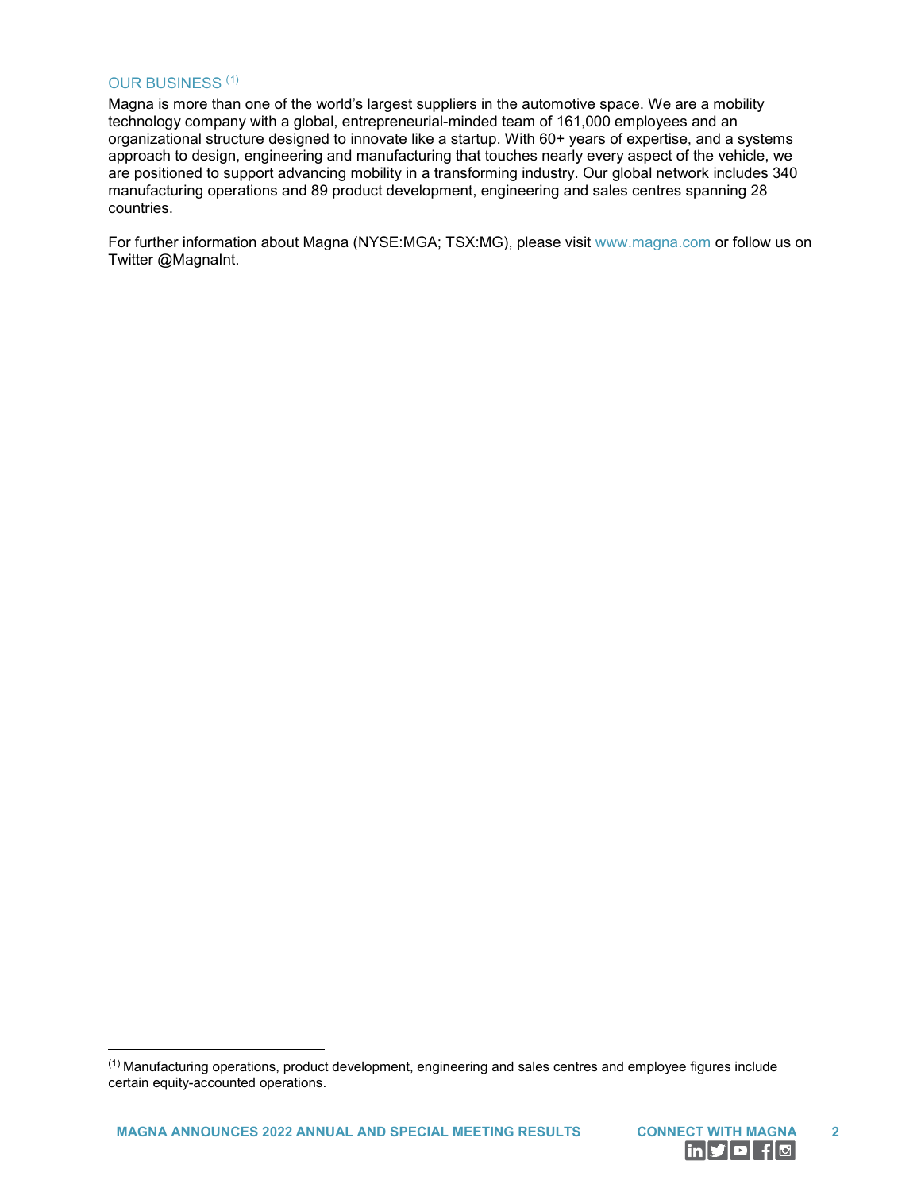## OUR BUSINESS [1]

Magna is more than one of the world's largest suppliers in the automotive space. We are a mobility technology company with a global, entrepreneurial-minded team of 161,000 employees and an organizational structure designed to innovate like a startup. With 60+ years of expertise, and a systems approach to design, engineering and manufacturing that touches nearly every aspect of the vehicle, we are positioned to support advancing mobility in a transforming industry. Our global network includes 340 manufacturing operations and 89 product development, engineering and sales centres spanning 28 countries.

For further information about Magna (NYSE:MGA; TSX:MG), please visit www.magna.com or follow us on Twitter @MagnaInt.

---

[1] Manufacturing operations, product development, engineering and sales centres and employee figures include certain equity-accounted operations.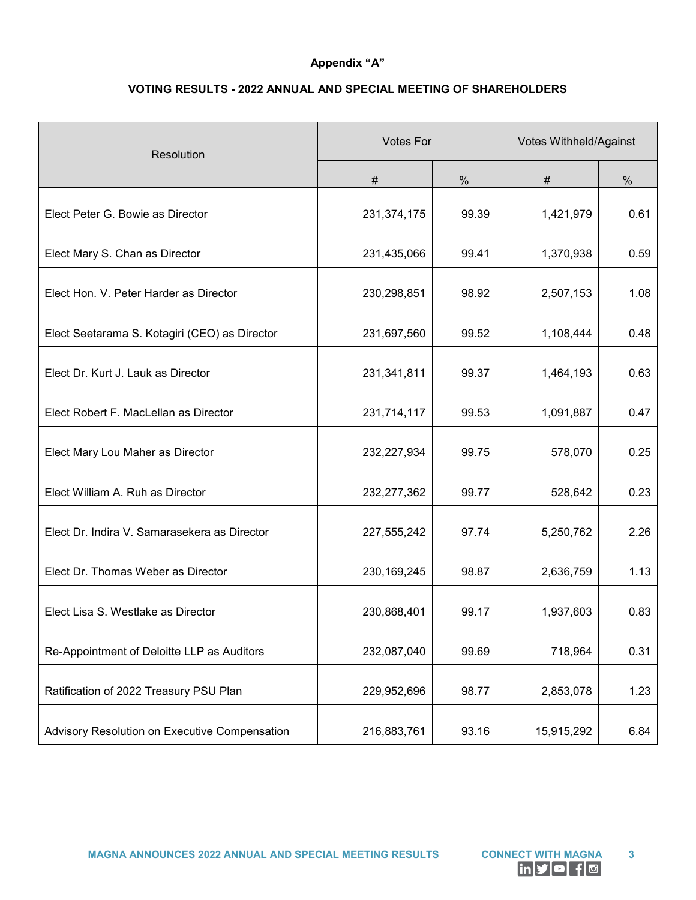**Appendix "A"**

**VOTING RESULTS - 2022 ANNUAL AND SPECIAL MEETING OF SHAREHOLDERS**

| Resolution | Votes For | | Votes Withheld/Against | |
|---|---|---|---|---|
| | # | % | # | % |
| Elect Peter G. Bowie as Director | 231,374,175 | 99.39 | 1,421,979 | 0.61 |
| Elect Mary S. Chan as Director | 231,435,066 | 99.41 | 1,370,938 | 0.59 |
| Elect Hon. V. Peter Harder as Director | 230,298,851 | 98.92 | 2,507,153 | 1.08 |
| Elect Seetarama S. Kotagiri (CEO) as Director | 231,697,560 | 99.52 | 1,108,444 | 0.48 |
| Elect Dr. Kurt J. Lauk as Director | 231,341,811 | 99.37 | 1,464,193 | 0.63 |
| Elect Robert F. MacLellan as Director | 231,714,117 | 99.53 | 1,091,887 | 0.47 |
| Elect Mary Lou Maher as Director | 232,227,934 | 99.75 | 578,070 | 0.25 |
| Elect William A. Ruh as Director | 232,277,362 | 99.77 | 528,642 | 0.23 |
| Elect Dr. Indira V. Samarasekera as Director | 227,555,242 | 97.74 | 5,250,762 | 2.26 |
| Elect Dr. Thomas Weber as Director | 230,169,245 | 98.87 | 2,636,759 | 1.13 |
| Elect Lisa S. Westlake as Director | 230,868,401 | 99.17 | 1,937,603 | 0.83 |
| Re-Appointment of Deloitte LLP as Auditors | 232,087,040 | 99.69 | 718,964 | 0.31 |
| Ratification of 2022 Treasury PSU Plan | 229,952,696 | 98.77 | 2,853,078 | 1.23 |
| Advisory Resolution on Executive Compensation | 216,883,761 | 93.16 | 15,915,292 | 6.84 |